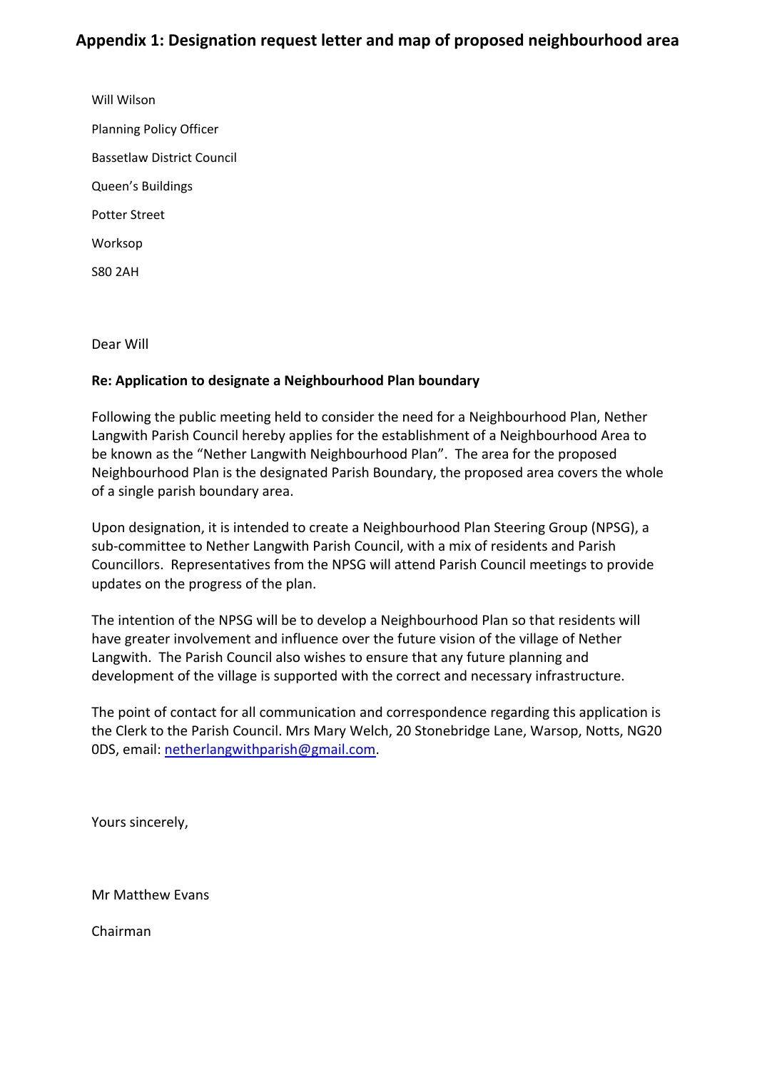## Appendix 1: Designation request letter and map of proposed neighbourhood area

Will Wilson

Planning Policy Officer

Bassetlaw District Council

Queen's Buildings

Potter Street

Worksop

S80 2AH

Dear Will

**Re: Application to designate a Neighbourhood Plan boundary**

Following the public meeting held to consider the need for a Neighbourhood Plan, Nether Langwith Parish Council hereby applies for the establishment of a Neighbourhood Area to be known as the "Nether Langwith Neighbourhood Plan". The area for the proposed Neighbourhood Plan is the designated Parish Boundary, the proposed area covers the whole of a single parish boundary area.

Upon designation, it is intended to create a Neighbourhood Plan Steering Group (NPSG), a sub-committee to Nether Langwith Parish Council, with a mix of residents and Parish Councillors. Representatives from the NPSG will attend Parish Council meetings to provide updates on the progress of the plan.

The intention of the NPSG will be to develop a Neighbourhood Plan so that residents will have greater involvement and influence over the future vision of the village of Nether Langwith. The Parish Council also wishes to ensure that any future planning and development of the village is supported with the correct and necessary infrastructure.

The point of contact for all communication and correspondence regarding this application is the Clerk to the Parish Council. Mrs Mary Welch, 20 Stonebridge Lane, Warsop, Notts, NG20 0DS, email: netherlangwithparish@gmail.com.

Yours sincerely,

Mr Matthew Evans

Chairman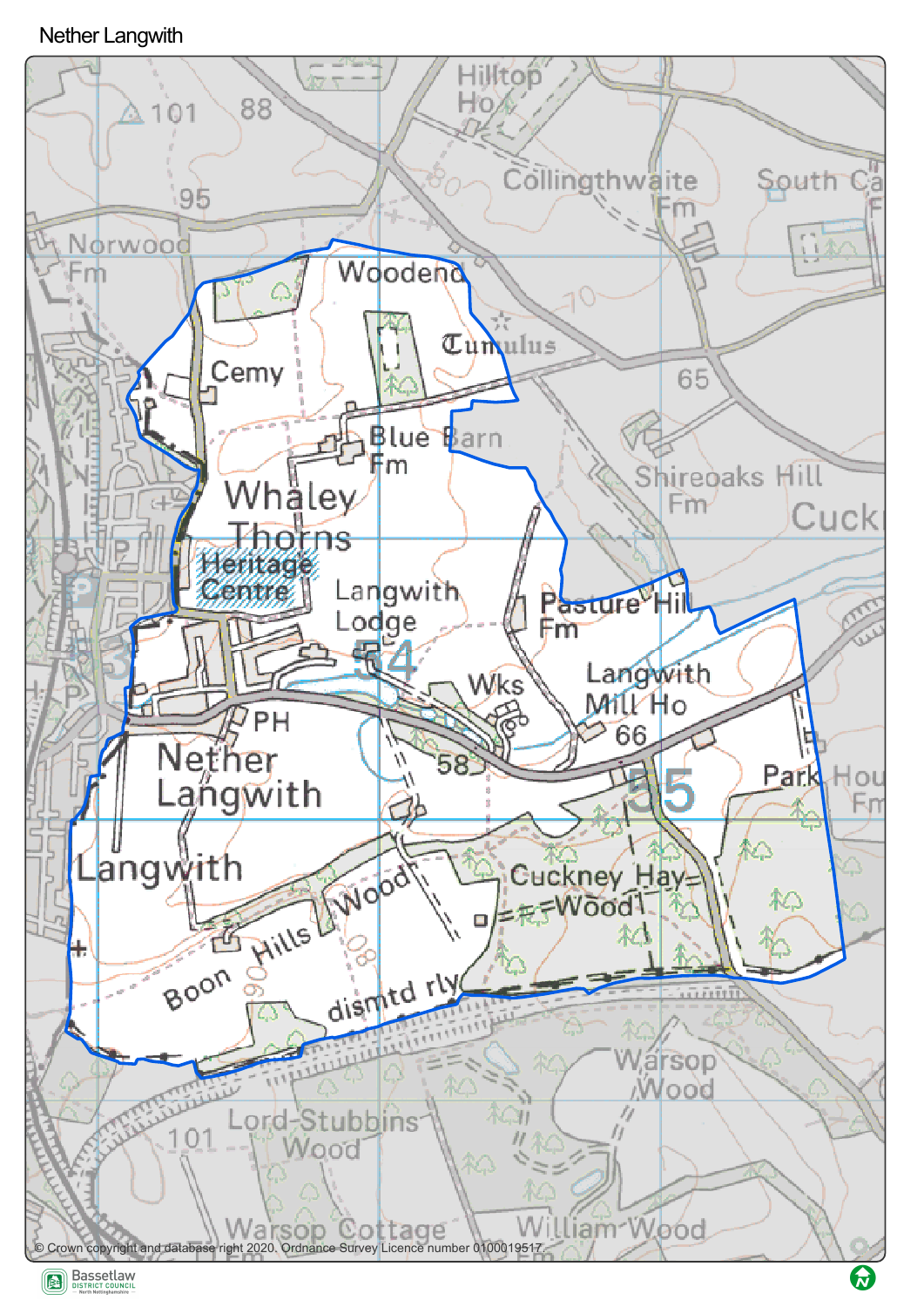# Nether Langwith

© Crown copyright and database right 2020. Ordnance Survey Licence number 0100019517.

Bassetlaw District Council